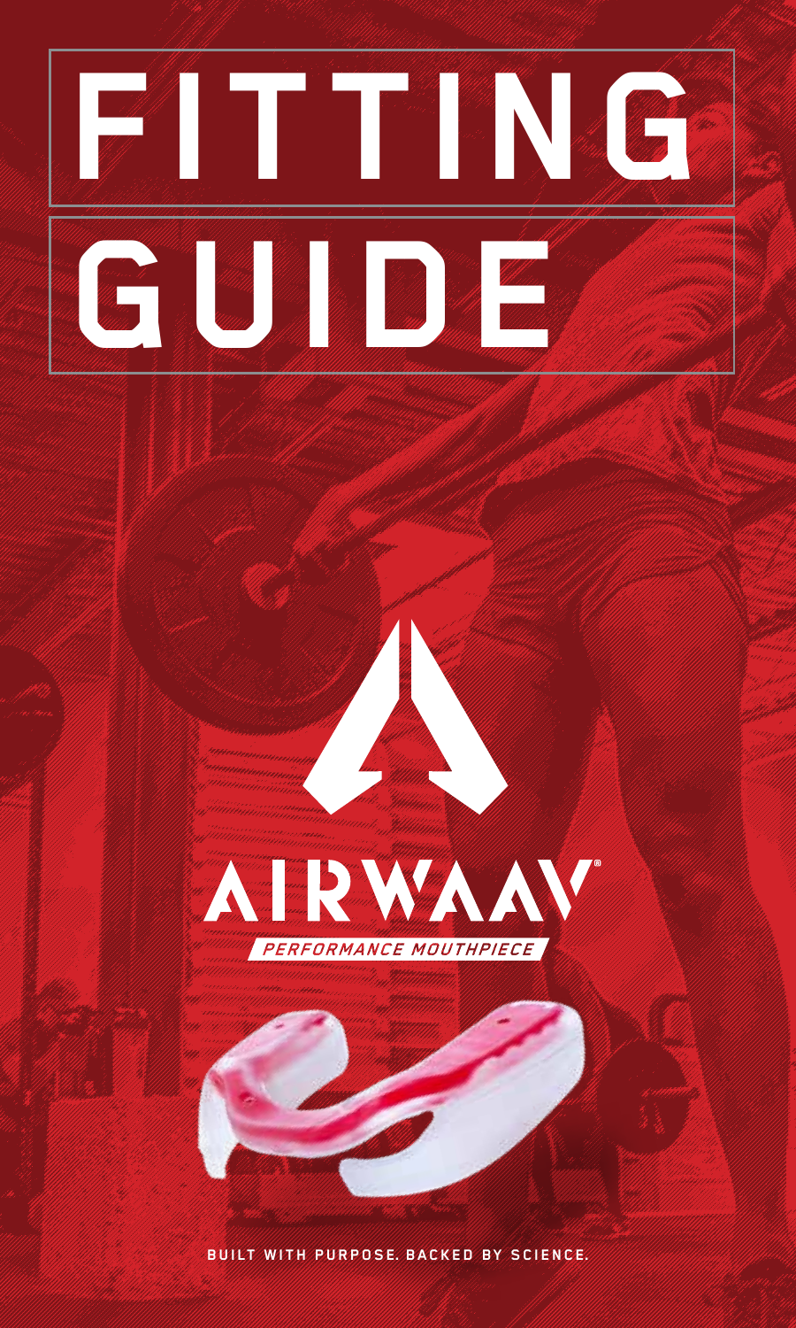# FITTING GUIDE

AIRWAAV®

*PERFORMANCE MOUTHPIECE*

**BUILT WITH PURPOSE. BACKED BY SCIENCE.**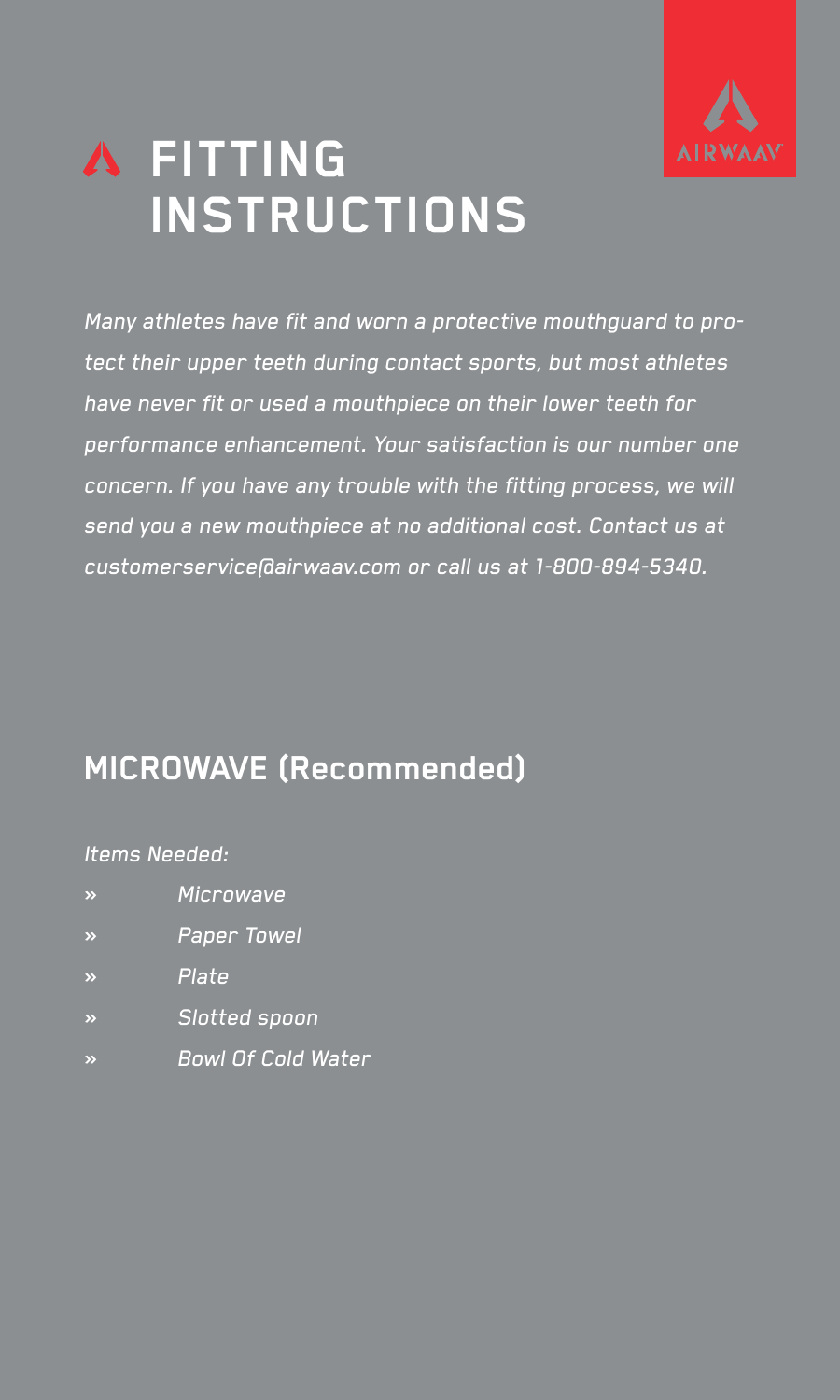# FITTING INSTRUCTIONS

*Many athletes have fit and worn a protective mouthguard to protect their upper teeth during contact sports, but most athletes have never fit or used a mouthpiece on their lower teeth for performance enhancement. Your satisfaction is our number one concern. If you have any trouble with the fitting process, we will send you a new mouthpiece at no additional cost. Contact us at customerservice@airwaav.com or call us at 1-800-894-5340.*

## MICROWAVE (Recommended)

*Items Needed:*

- *Microwave*
- *Paper Towel*
- *Plate*
- *Slotted spoon*
- *Bowl Of Cold Water*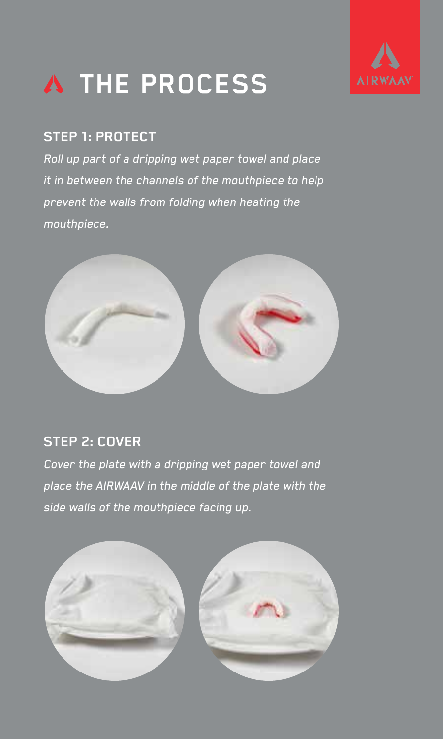# THE PROCESS

## STEP 1: PROTECT

*Roll up part of a dripping wet paper towel and place it in between the channels of the mouthpiece to help prevent the walls from folding when heating the mouthpiece.*

## STEP 2: COVER

*Cover the plate with a dripping wet paper towel and place the AIRWAAV in the middle of the plate with the side walls of the mouthpiece facing up.*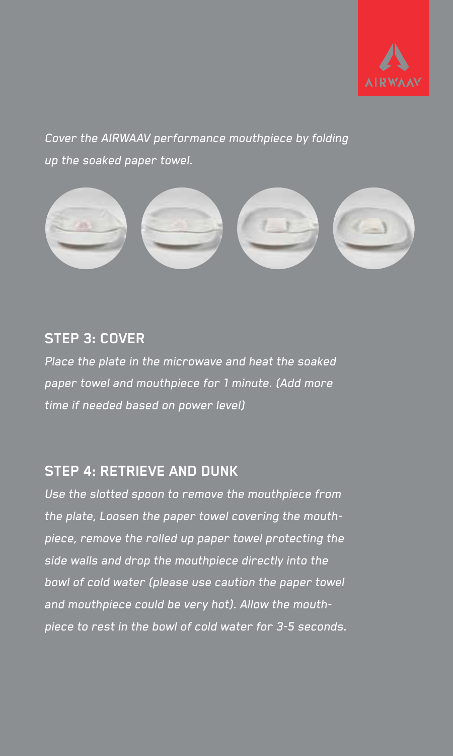*Cover the AIRWAAV performance mouthpiece by folding up the soaked paper towel.*

## STEP 3: COVER

*Place the plate in the microwave and heat the soaked paper towel and mouthpiece for 1 minute. (Add more time if needed based on power level)*

## STEP 4: RETRIEVE AND DUNK

*Use the slotted spoon to remove the mouthpiece from the plate, Loosen the paper towel covering the mouth-piece, remove the rolled up paper towel protecting the side walls and drop the mouthpiece directly into the bowl of cold water (please use caution the paper towel and mouthpiece could be very hot). Allow the mouth-piece to rest in the bowl of cold water for 3-5 seconds.*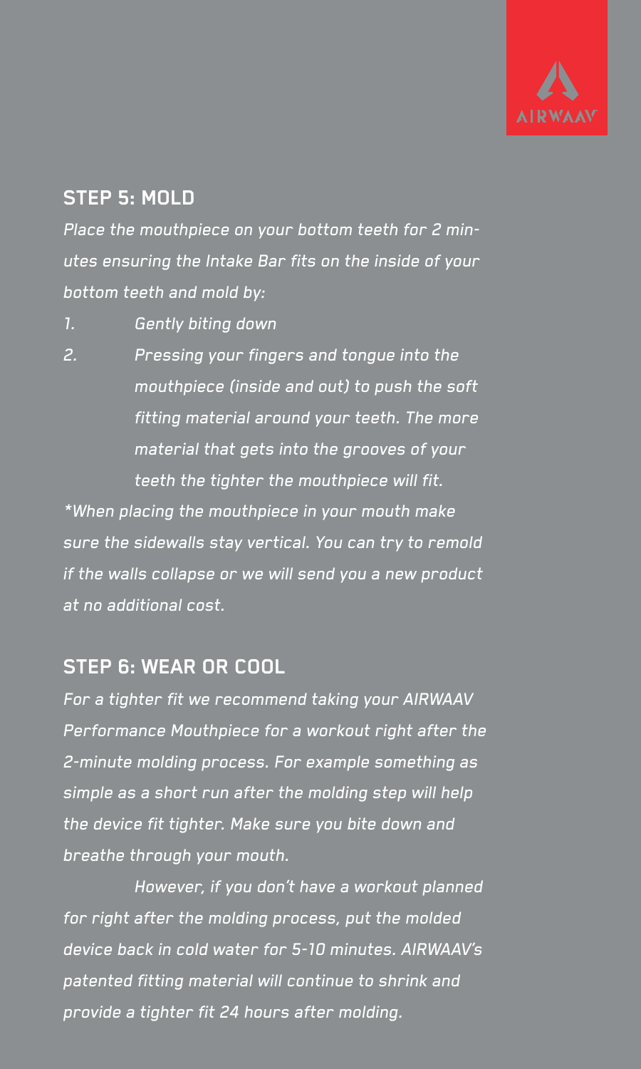## STEP 5: MOLD

*Place the mouthpiece on your bottom teeth for 2 minutes ensuring the Intake Bar fits on the inside of your bottom teeth and mold by:*

1. *Gently biting down*
2. *Pressing your fingers and tongue into the mouthpiece (inside and out) to push the soft fitting material around your teeth. The more material that gets into the grooves of your teeth the tighter the mouthpiece will fit.*

**When placing the mouthpiece in your mouth make sure the sidewalls stay vertical. You can try to remold if the walls collapse or we will send you a new product at no additional cost.*

## STEP 6: WEAR OR COOL

*For a tighter fit we recommend taking your AIRWAAV Performance Mouthpiece for a workout right after the 2-minute molding process. For example something as simple as a short run after the molding step will help the device fit tighter. Make sure you bite down and breathe through your mouth.*

*However, if you don't have a workout planned for right after the molding process, put the molded device back in cold water for 5-10 minutes. AIRWAAV's patented fitting material will continue to shrink and provide a tighter fit 24 hours after molding.*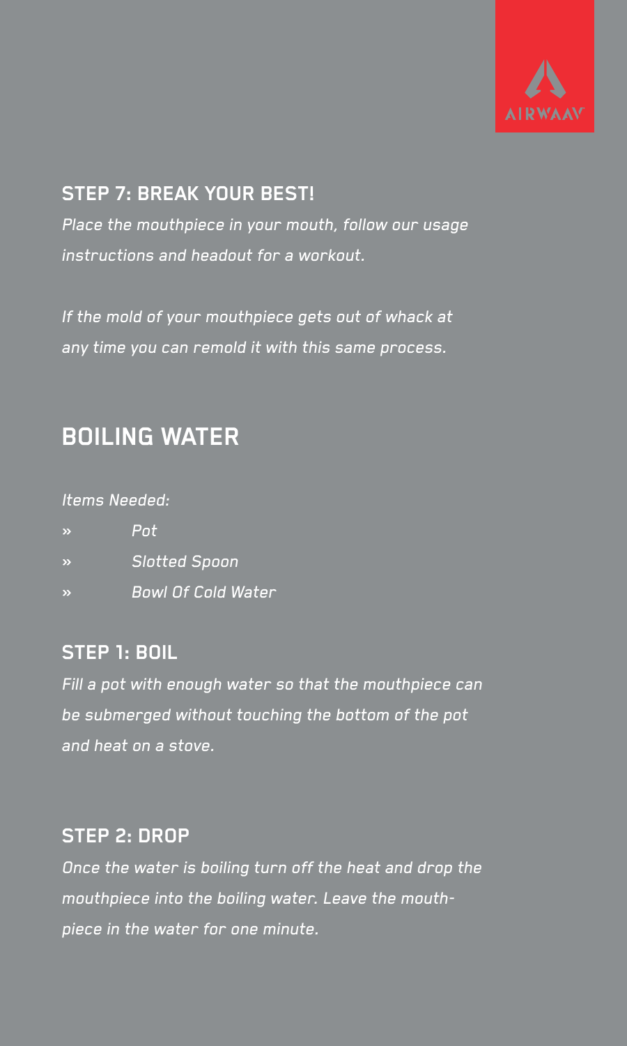### STEP 7: BREAK YOUR BEST!

*Place the mouthpiece in your mouth, follow our usage instructions and headout for a workout.*

*If the mold of your mouthpiece gets out of whack at any time you can remold it with this same process.*

## BOILING WATER

*Items Needed:*

- *Pot*
- *Slotted Spoon*
- *Bowl Of Cold Water*

### STEP 1: BOIL

*Fill a pot with enough water so that the mouthpiece can be submerged without touching the bottom of the pot and heat on a stove.*

### STEP 2: DROP

*Once the water is boiling turn off the heat and drop the mouthpiece into the boiling water. Leave the mouth-piece in the water for one minute.*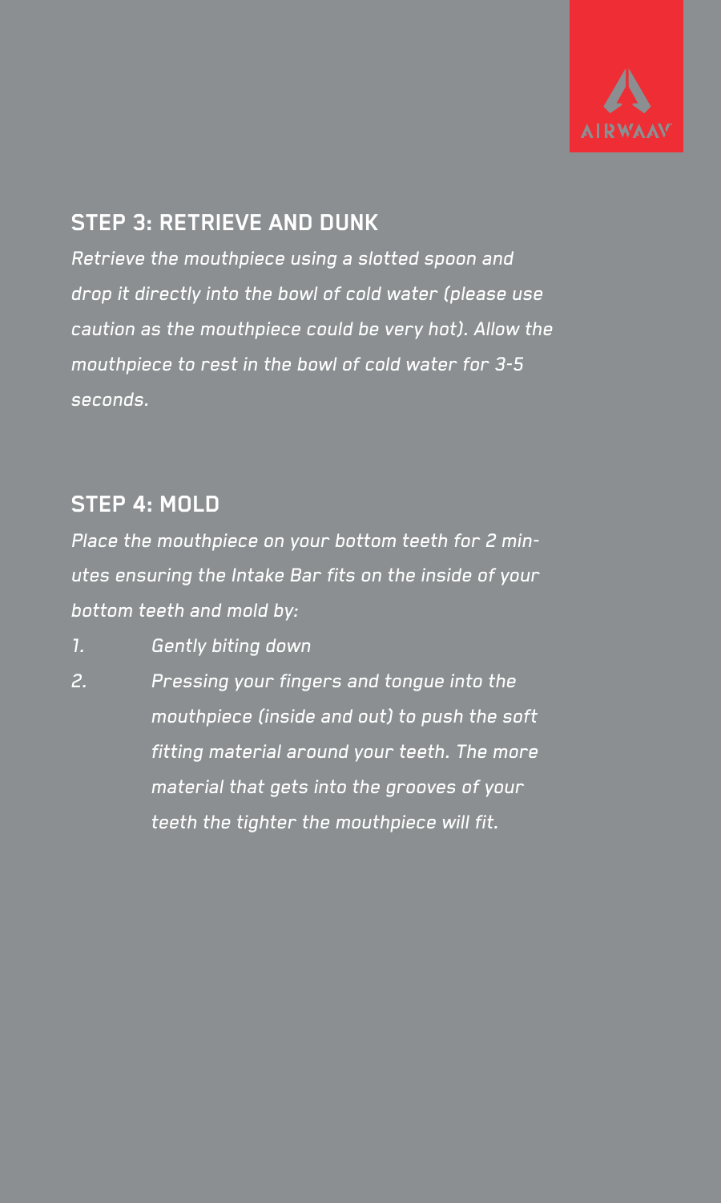## STEP 3: RETRIEVE AND DUNK

*Retrieve the mouthpiece using a slotted spoon and drop it directly into the bowl of cold water (please use caution as the mouthpiece could be very hot). Allow the mouthpiece to rest in the bowl of cold water for 3-5 seconds.*

## STEP 4: MOLD

*Place the mouthpiece on your bottom teeth for 2 minutes ensuring the Intake Bar fits on the inside of your bottom teeth and mold by:*

1. *Gently biting down*
2. *Pressing your fingers and tongue into the mouthpiece (inside and out) to push the soft fitting material around your teeth. The more material that gets into the grooves of your teeth the tighter the mouthpiece will fit.*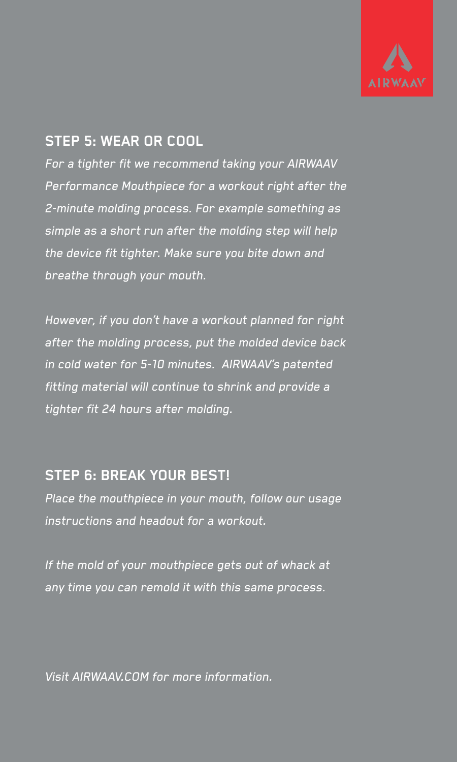## STEP 5: WEAR OR COOL

*For a tighter fit we recommend taking your AIRWAAV Performance Mouthpiece for a workout right after the 2-minute molding process. For example something as simple as a short run after the molding step will help the device fit tighter. Make sure you bite down and breathe through your mouth.*

*However, if you don't have a workout planned for right after the molding process, put the molded device back in cold water for 5-10 minutes. AIRWAAV's patented fitting material will continue to shrink and provide a tighter fit 24 hours after molding.*

## STEP 6: BREAK YOUR BEST!

*Place the mouthpiece in your mouth, follow our usage instructions and headout for a workout.*

*If the mold of your mouthpiece gets out of whack at any time you can remold it with this same process.*

*Visit AIRWAAV.COM for more information.*